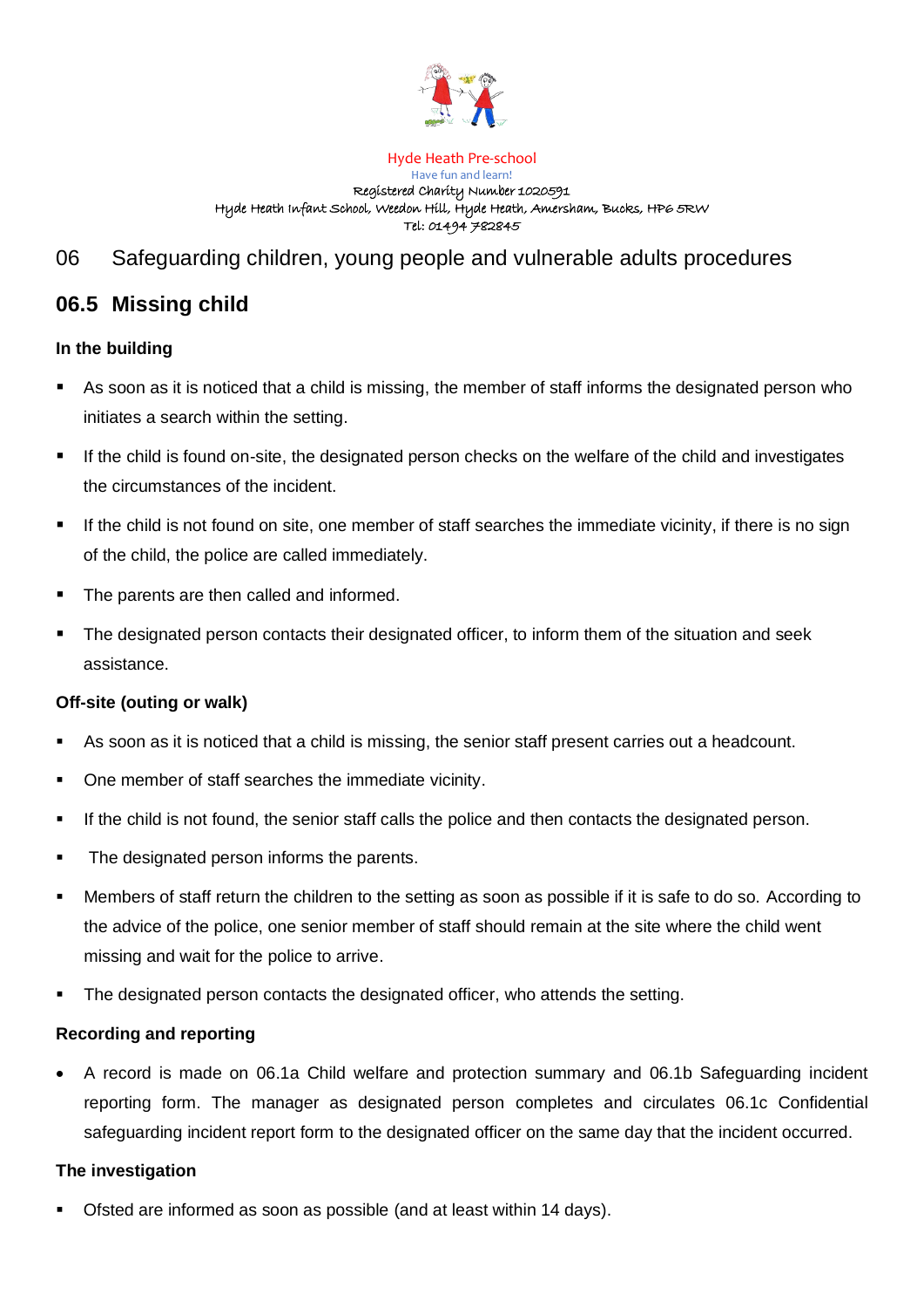Hyde Heath Pre-school

Have fun and learn!

Registered Charity Number 1020591

Hyde Heath Infant School, Weedon Hill, Hyde Heath, Amersham, Bucks, HP6 5RW

Tel: 01494 782845

# 06 Safeguarding children, young people and vulnerable adults procedures

## 06.5 Missing child

### In the building

- As soon as it is noticed that a child is missing, the member of staff informs the designated person who initiates a search within the setting.
- If the child is found on-site, the designated person checks on the welfare of the child and investigates the circumstances of the incident.
- If the child is not found on site, one member of staff searches the immediate vicinity, if there is no sign of the child, the police are called immediately.
- The parents are then called and informed.
- The designated person contacts their designated officer, to inform them of the situation and seek assistance.

### Off-site (outing or walk)

- As soon as it is noticed that a child is missing, the senior staff present carries out a headcount.
- One member of staff searches the immediate vicinity.
- If the child is not found, the senior staff calls the police and then contacts the designated person.
- The designated person informs the parents.
- Members of staff return the children to the setting as soon as possible if it is safe to do so. According to the advice of the police, one senior member of staff should remain at the site where the child went missing and wait for the police to arrive.
- The designated person contacts the designated officer, who attends the setting.

### Recording and reporting

- A record is made on 06.1a Child welfare and protection summary and 06.1b Safeguarding incident reporting form. The manager as designated person completes and circulates 06.1c Confidential safeguarding incident report form to the designated officer on the same day that the incident occurred.

### The investigation

- Ofsted are informed as soon as possible (and at least within 14 days).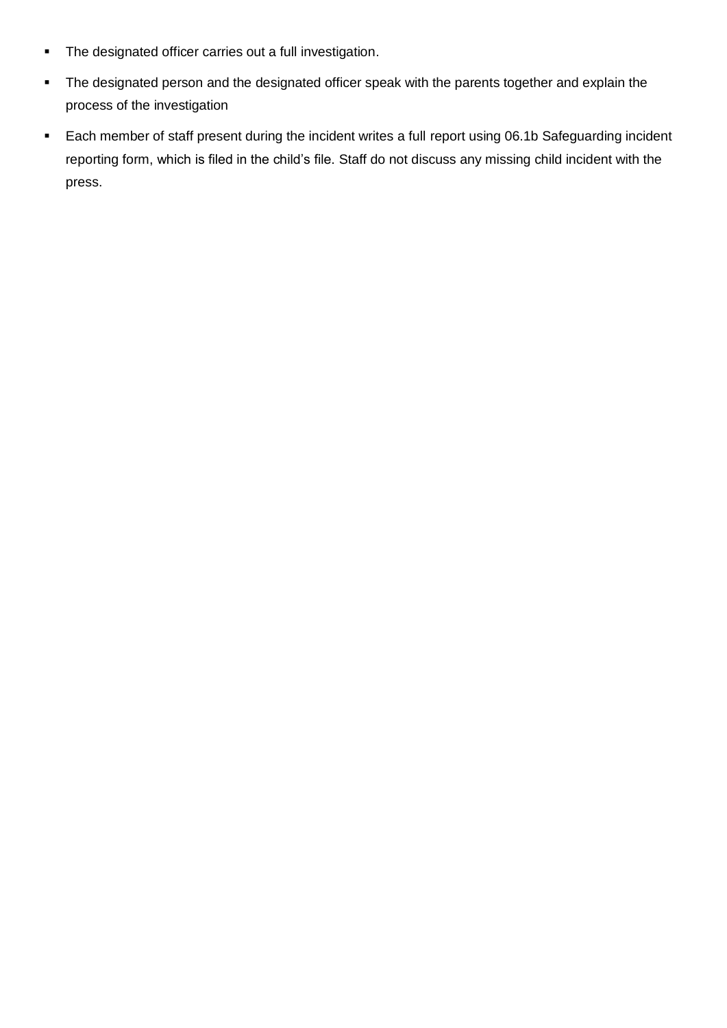- The designated officer carries out a full investigation.
- The designated person and the designated officer speak with the parents together and explain the process of the investigation
- Each member of staff present during the incident writes a full report using 06.1b Safeguarding incident reporting form, which is filed in the child's file. Staff do not discuss any missing child incident with the press.